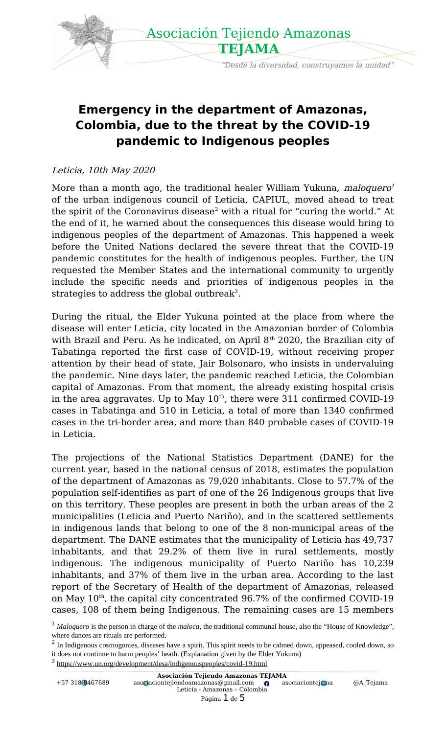# Emergency in the department of Amazonas, Colombia, due to the threat by the COVID-19 pandemic to Indigenous peoples

*Leticia, 10th May 2020*

More than a month ago, the traditional healer William Yukuna, *maloquero*[1] of the urban indigenous council of Leticia, CAPIUL, moved ahead to treat the spirit of the Coronavirus disease[2] with a ritual for "curing the world." At the end of it, he warned about the consequences this disease would bring to indigenous peoples of the department of Amazonas. This happened a week before the United Nations declared the severe threat that the COVID-19 pandemic constitutes for the health of indigenous peoples. Further, the UN requested the Member States and the international community to urgently include the specific needs and priorities of indigenous peoples in the strategies to address the global outbreak[3].

During the ritual, the Elder Yukuna pointed at the place from where the disease will enter Leticia, city located in the Amazonian border of Colombia with Brazil and Peru. As he indicated, on April 8th 2020, the Brazilian city of Tabatinga reported the first case of COVID-19, without receiving proper attention by their head of state, Jair Bolsonaro, who insists in undervaluing the pandemic. Nine days later, the pandemic reached Leticia, the Colombian capital of Amazonas. From that moment, the already existing hospital crisis in the area aggravates. Up to May 10th, there were 311 confirmed COVID-19 cases in Tabatinga and 510 in Leticia, a total of more than 1340 confirmed cases in the tri-border area, and more than 840 probable cases of COVID-19 in Leticia.

The projections of the National Statistics Department (DANE) for the current year, based in the national census of 2018, estimates the population of the department of Amazonas as 79,020 inhabitants. Close to 57.7% of the population self-identifies as part of one of the 26 Indigenous groups that live on this territory. These peoples are present in both the urban areas of the 2 municipalities (Leticia and Puerto Nariño), and in the scattered settlements in indigenous lands that belong to one of the 8 non-municipal areas of the department. The DANE estimates that the municipality of Leticia has 49,737 inhabitants, and that 29.2% of them live in rural settlements, mostly indigenous. The indigenous municipality of Puerto Nariño has 10,239 inhabitants, and 37% of them live in the urban area. According to the last report of the Secretary of Health of the department of Amazonas, released on May 10th, the capital city concentrated 96.7% of the confirmed COVID-19 cases, 108 of them being Indigenous. The remaining cases are 15 members

---

[1] *Maloquero* is the person in charge of the *maloca*, the traditional communal house, also the "House of Knowledge", where dances are rituals are performed.

[2] In Indigenous cosmogonies, diseases have a spirit. This spirit needs to be calmed down, appeased, cooled down, so it does not continue to harm peoples' heath. (Explanation given by the Elder Yukuna)

[3] https://www.un.org/development/desa/indigenouspeoples/covid-19.html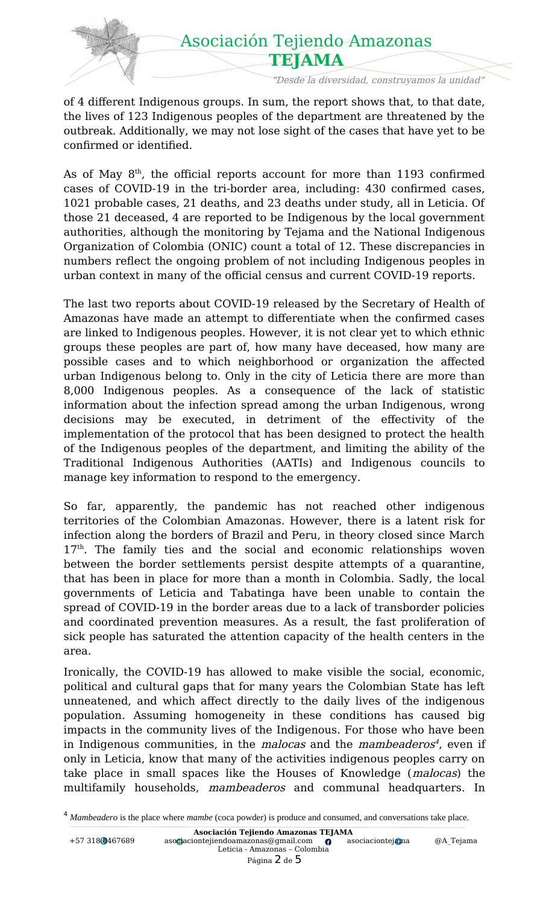of 4 different Indigenous groups. In sum, the report shows that, to that date, the lives of 123 Indigenous peoples of the department are threatened by the outbreak. Additionally, we may not lose sight of the cases that have yet to be confirmed or identified.

As of May 8th, the official reports account for more than 1193 confirmed cases of COVID-19 in the tri-border area, including: 430 confirmed cases, 1021 probable cases, 21 deaths, and 23 deaths under study, all in Leticia. Of those 21 deceased, 4 are reported to be Indigenous by the local government authorities, although the monitoring by Tejama and the National Indigenous Organization of Colombia (ONIC) count a total of 12. These discrepancies in numbers reflect the ongoing problem of not including Indigenous peoples in urban context in many of the official census and current COVID-19 reports.

The last two reports about COVID-19 released by the Secretary of Health of Amazonas have made an attempt to differentiate when the confirmed cases are linked to Indigenous peoples. However, it is not clear yet to which ethnic groups these peoples are part of, how many have deceased, how many are possible cases and to which neighborhood or organization the affected urban Indigenous belong to. Only in the city of Leticia there are more than 8,000 Indigenous peoples. As a consequence of the lack of statistic information about the infection spread among the urban Indigenous, wrong decisions may be executed, in detriment of the effectivity of the implementation of the protocol that has been designed to protect the health of the Indigenous peoples of the department, and limiting the ability of the Traditional Indigenous Authorities (AATIs) and Indigenous councils to manage key information to respond to the emergency.

So far, apparently, the pandemic has not reached other indigenous territories of the Colombian Amazonas. However, there is a latent risk for infection along the borders of Brazil and Peru, in theory closed since March 17th. The family ties and the social and economic relationships woven between the border settlements persist despite attempts of a quarantine, that has been in place for more than a month in Colombia. Sadly, the local governments of Leticia and Tabatinga have been unable to contain the spread of COVID-19 in the border areas due to a lack of transborder policies and coordinated prevention measures. As a result, the fast proliferation of sick people has saturated the attention capacity of the health centers in the area.

Ironically, the COVID-19 has allowed to make visible the social, economic, political and cultural gaps that for many years the Colombian State has left unneatened, and which affect directly to the daily lives of the indigenous population. Assuming homogeneity in these conditions has caused big impacts in the community lives of the Indigenous. For those who have been in Indigenous communities, in the *malocas* and the *mambeaderos*[4], even if only in Leticia, know that many of the activities indigenous peoples carry on take place in small spaces like the Houses of Knowledge (*malocas*) the multifamily households, *mambeaderos* and communal headquarters. In

[4] *Mambeadero* is the place where *mambe* (coca powder) is produce and consumed, and conversations take place.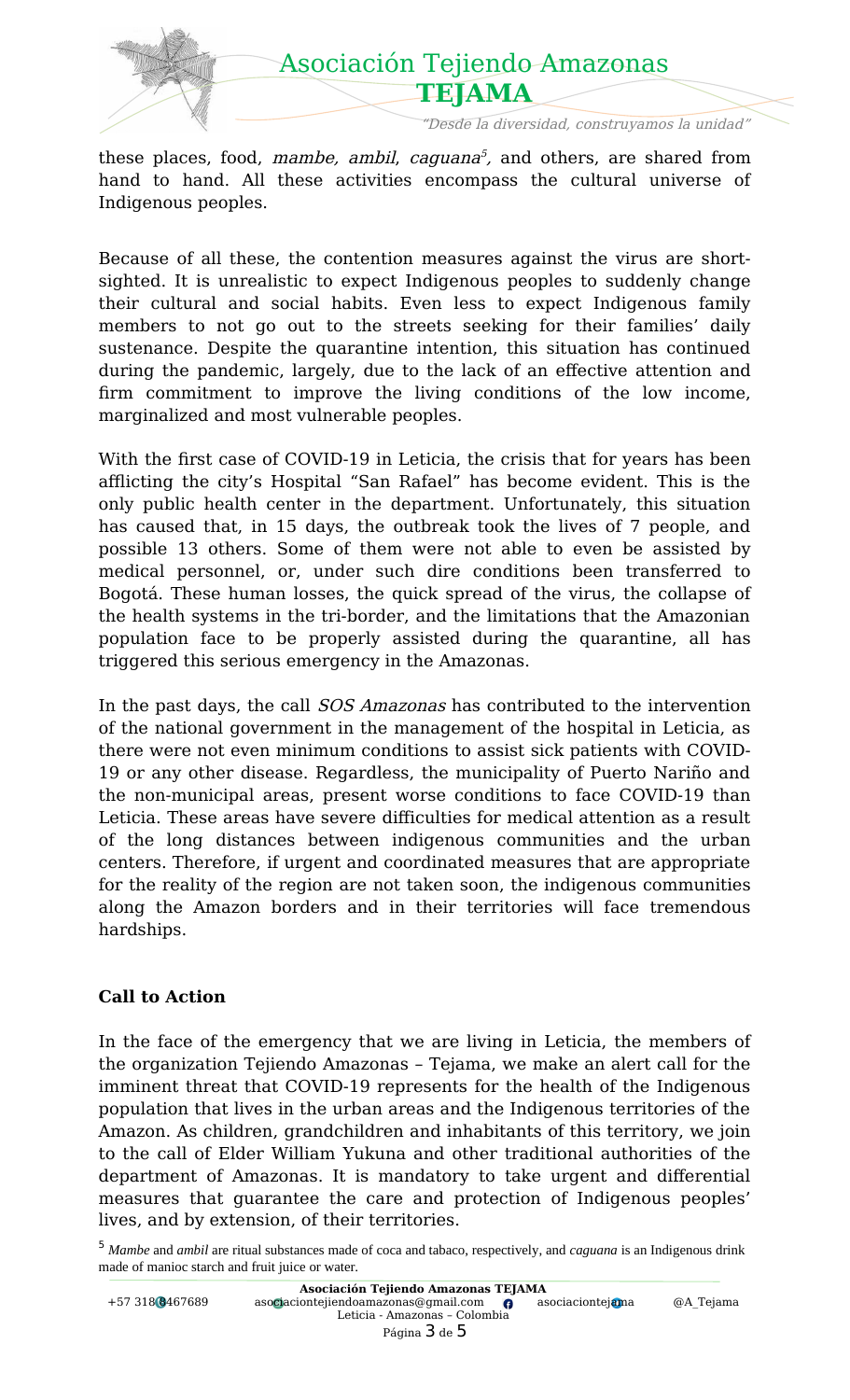these places, food, *mambe, ambil*, *caguana*[5], and others, are shared from hand to hand. All these activities encompass the cultural universe of Indigenous peoples.

Because of all these, the contention measures against the virus are short-sighted. It is unrealistic to expect Indigenous peoples to suddenly change their cultural and social habits. Even less to expect Indigenous family members to not go out to the streets seeking for their families' daily sustenance. Despite the quarantine intention, this situation has continued during the pandemic, largely, due to the lack of an effective attention and firm commitment to improve the living conditions of the low income, marginalized and most vulnerable peoples.

With the first case of COVID-19 in Leticia, the crisis that for years has been afflicting the city's Hospital "San Rafael" has become evident. This is the only public health center in the department. Unfortunately, this situation has caused that, in 15 days, the outbreak took the lives of 7 people, and possible 13 others. Some of them were not able to even be assisted by medical personnel, or, under such dire conditions been transferred to Bogotá. These human losses, the quick spread of the virus, the collapse of the health systems in the tri-border, and the limitations that the Amazonian population face to be properly assisted during the quarantine, all has triggered this serious emergency in the Amazonas.

In the past days, the call *SOS Amazonas* has contributed to the intervention of the national government in the management of the hospital in Leticia, as there were not even minimum conditions to assist sick patients with COVID-19 or any other disease. Regardless, the municipality of Puerto Nariño and the non-municipal areas, present worse conditions to face COVID-19 than Leticia. These areas have severe difficulties for medical attention as a result of the long distances between indigenous communities and the urban centers. Therefore, if urgent and coordinated measures that are appropriate for the reality of the region are not taken soon, the indigenous communities along the Amazon borders and in their territories will face tremendous hardships.

**Call to Action**

In the face of the emergency that we are living in Leticia, the members of the organization Tejiendo Amazonas – Tejama, we make an alert call for the imminent threat that COVID-19 represents for the health of the Indigenous population that lives in the urban areas and the Indigenous territories of the Amazon. As children, grandchildren and inhabitants of this territory, we join to the call of Elder William Yukuna and other traditional authorities of the department of Amazonas. It is mandatory to take urgent and differential measures that guarantee the care and protection of Indigenous peoples' lives, and by extension, of their territories.

[5] *Mambe* and *ambil* are ritual substances made of coca and tabaco, respectively, and *caguana* is an Indigenous drink made of manioc starch and fruit juice or water.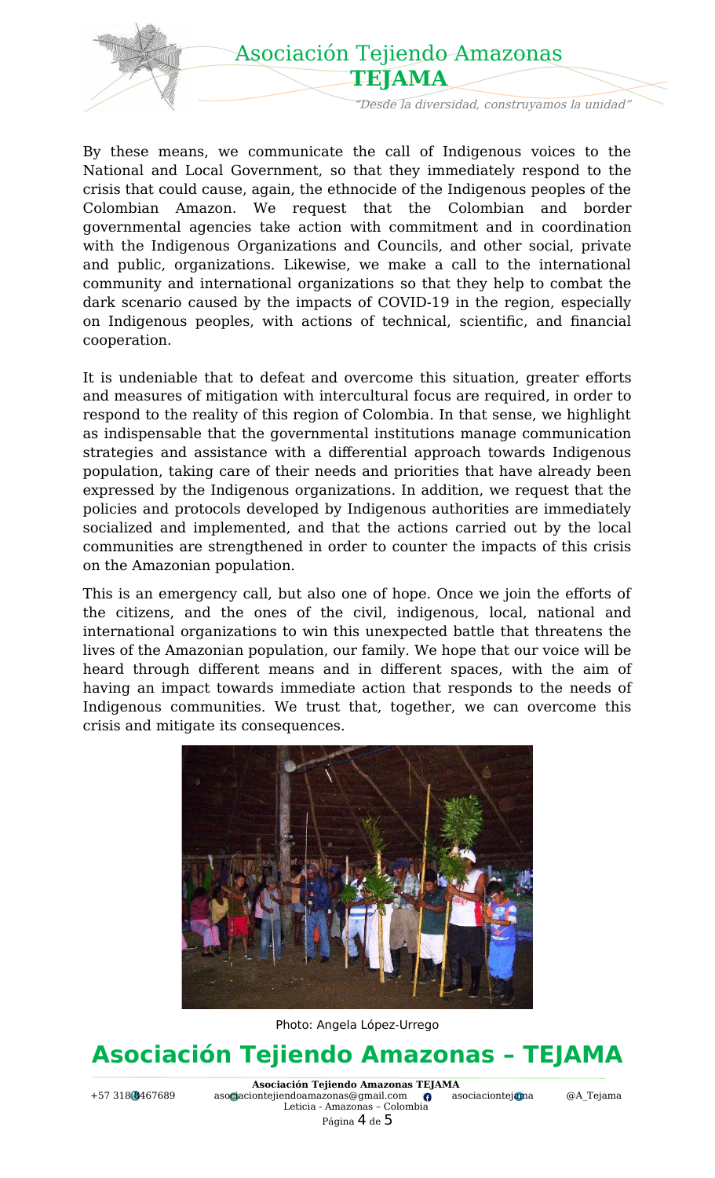By these means, we communicate the call of Indigenous voices to the National and Local Government, so that they immediately respond to the crisis that could cause, again, the ethnocide of the Indigenous peoples of the Colombian Amazon. We request that the Colombian and border governmental agencies take action with commitment and in coordination with the Indigenous Organizations and Councils, and other social, private and public, organizations. Likewise, we make a call to the international community and international organizations so that they help to combat the dark scenario caused by the impacts of COVID-19 in the region, especially on Indigenous peoples, with actions of technical, scientific, and financial cooperation.

It is undeniable that to defeat and overcome this situation, greater efforts and measures of mitigation with intercultural focus are required, in order to respond to the reality of this region of Colombia. In that sense, we highlight as indispensable that the governmental institutions manage communication strategies and assistance with a differential approach towards Indigenous population, taking care of their needs and priorities that have already been expressed by the Indigenous organizations. In addition, we request that the policies and protocols developed by Indigenous authorities are immediately socialized and implemented, and that the actions carried out by the local communities are strengthened in order to counter the impacts of this crisis on the Amazonian population.

This is an emergency call, but also one of hope. Once we join the efforts of the citizens, and the ones of the civil, indigenous, local, national and international organizations to win this unexpected battle that threatens the lives of the Amazonian population, our family. We hope that our voice will be heard through different means and in different spaces, with the aim of having an impact towards immediate action that responds to the needs of Indigenous communities. We trust that, together, we can overcome this crisis and mitigate its consequences.

Photo: Angela López-Urrego

## Asociación Tejiendo Amazonas – TEJAMA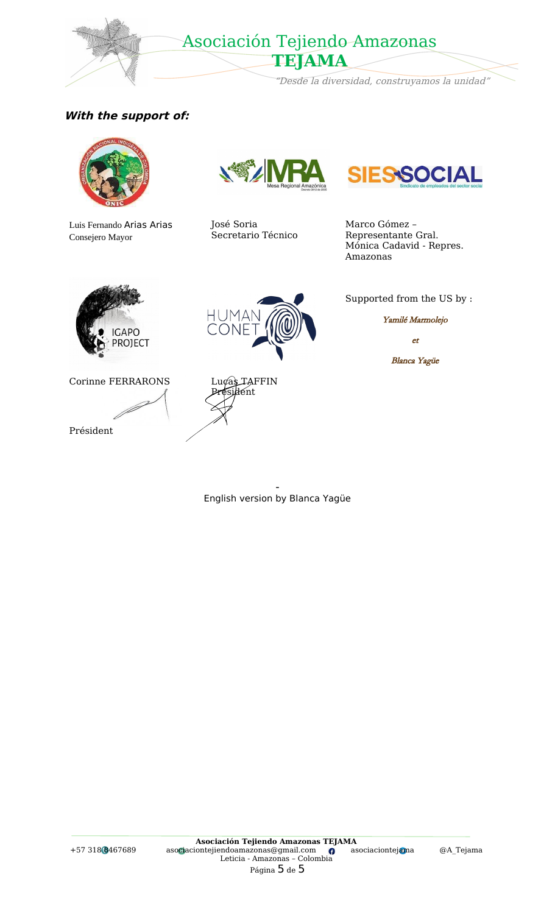***With the support of:***

Luis Fernando Arias Arias
Consejero Mayor

José Soria
Secretario Técnico

Marco Gómez – Representante Gral.
Mónica Cadavid - Repres. Amazonas

Corinne FERRARONS

Président

Lucas TAFFIN
Président

Supported from the US by :

*Yamilé Marmolejo*

*et*

*Blanca Yagüe*

-
English version by Blanca Yagüe